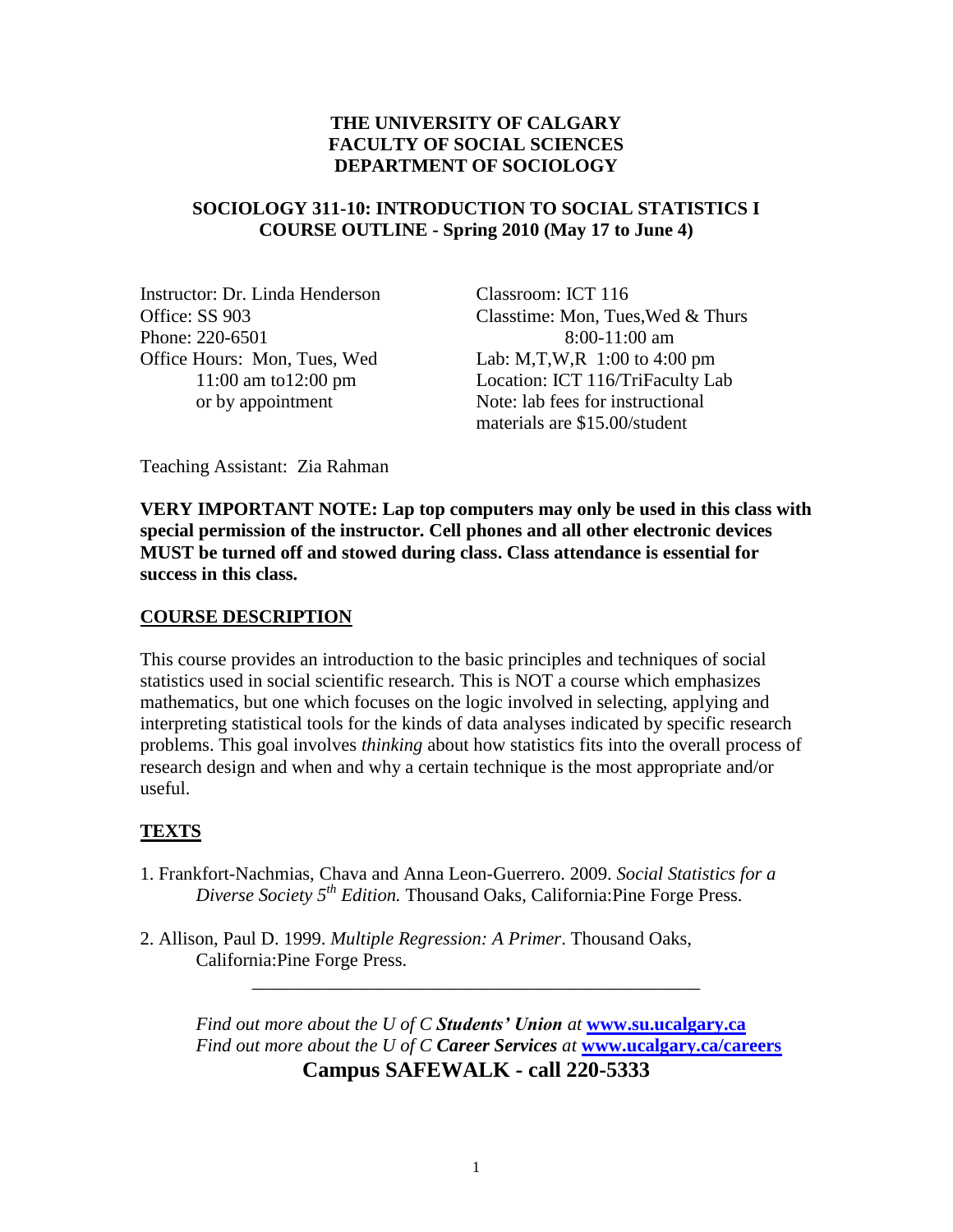**THE UNIVERSITY OF CALGARY**
**FACULTY OF SOCIAL SCIENCES**
**DEPARTMENT OF SOCIOLOGY**

**SOCIOLOGY 311-10: INTRODUCTION TO SOCIAL STATISTICS I**
**COURSE OUTLINE - Spring 2010 (May 17 to June 4)**

Instructor: Dr. Linda Henderson
Office: SS 903
Phone: 220-6501
Office Hours: Mon, Tues, Wed
11:00 am to12:00 pm
or by appointment

Classroom: ICT 116
Classtime: Mon, Tues,Wed & Thurs
8:00-11:00 am
Lab: M,T,W,R 1:00 to 4:00 pm
Location: ICT 116/TriFaculty Lab
Note: lab fees for instructional materials are $15.00/student

Teaching Assistant: Zia Rahman

**VERY IMPORTANT NOTE: Lap top computers may only be used in this class with special permission of the instructor. Cell phones and all other electronic devices MUST be turned off and stowed during class. Class attendance is essential for success in this class.**

## COURSE DESCRIPTION

This course provides an introduction to the basic principles and techniques of social statistics used in social scientific research. This is NOT a course which emphasizes mathematics, but one which focuses on the logic involved in selecting, applying and interpreting statistical tools for the kinds of data analyses indicated by specific research problems. This goal involves *thinking* about how statistics fits into the overall process of research design and when and why a certain technique is the most appropriate and/or useful.

## TEXTS

1. Frankfort-Nachmias, Chava and Anna Leon-Guerrero. 2009. *Social Statistics for a Diverse Society 5th Edition.* Thousand Oaks, California:Pine Forge Press.

2. Allison, Paul D. 1999. *Multiple Regression: A Primer*. Thousand Oaks, California:Pine Forge Press.

---

*Find out more about the U of C **Students' Union** at* **www.su.ucalgary.ca**
*Find out more about the U of C **Career Services** at* **www.ucalgary.ca/careers**
**Campus SAFEWALK - call 220-5333**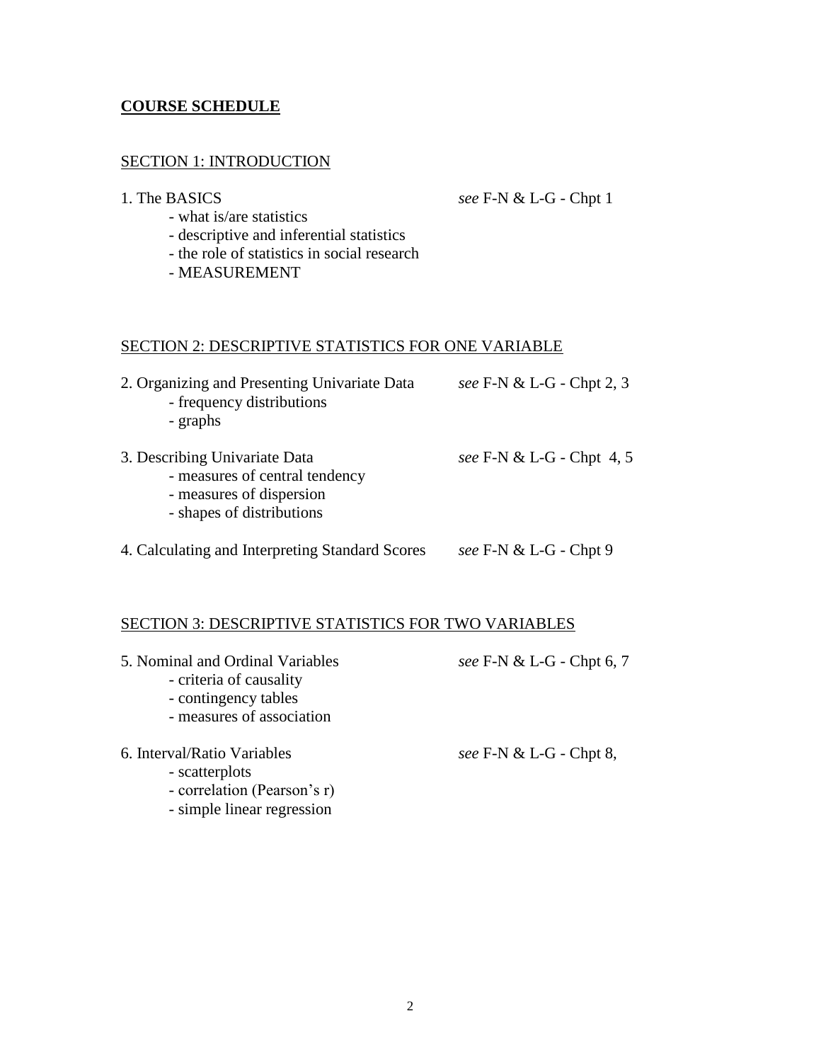## **COURSE SCHEDULE**

### SECTION 1: INTRODUCTION

1. The BASICS *see* F-N & L-G - Chpt 1
   - what is/are statistics
   - descriptive and inferential statistics
   - the role of statistics in social research
   - MEASUREMENT

### SECTION 2: DESCRIPTIVE STATISTICS FOR ONE VARIABLE

2. Organizing and Presenting Univariate Data *see* F-N & L-G - Chpt 2, 3
   - frequency distributions
   - graphs

3. Describing Univariate Data *see* F-N & L-G - Chpt 4, 5
   - measures of central tendency
   - measures of dispersion
   - shapes of distributions

4. Calculating and Interpreting Standard Scores *see* F-N & L-G - Chpt 9

### SECTION 3: DESCRIPTIVE STATISTICS FOR TWO VARIABLES

5. Nominal and Ordinal Variables *see* F-N & L-G - Chpt 6, 7
   - criteria of causality
   - contingency tables
   - measures of association

6. Interval/Ratio Variables *see* F-N & L-G - Chpt 8,
   - scatterplots
   - correlation (Pearson's r)
   - simple linear regression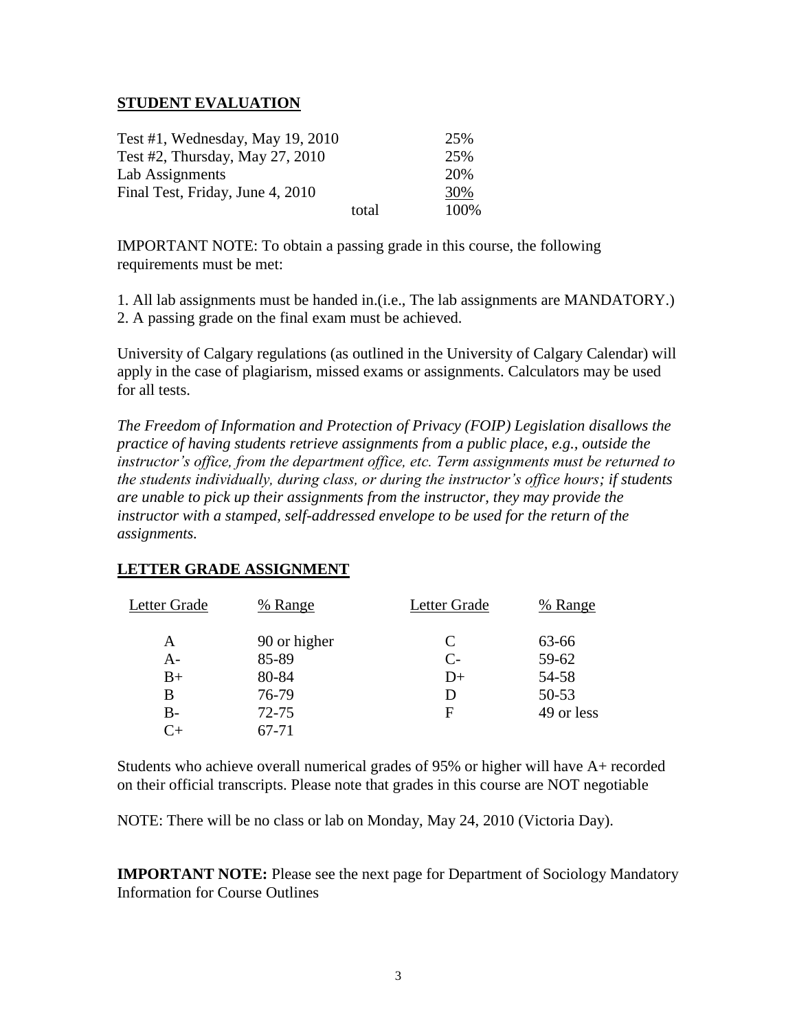## STUDENT EVALUATION

| | | |
|---|---|---|
| Test #1, Wednesday, May 19, 2010 | | 25% |
| Test #2, Thursday, May 27, 2010 | | 25% |
| Lab Assignments | | 20% |
| Final Test, Friday, June 4, 2010 | | 30% |
| | total | 100% |

IMPORTANT NOTE: To obtain a passing grade in this course, the following requirements must be met:

1. All lab assignments must be handed in.(i.e., The lab assignments are MANDATORY.)
2. A passing grade on the final exam must be achieved.

University of Calgary regulations (as outlined in the University of Calgary Calendar) will apply in the case of plagiarism, missed exams or assignments. Calculators may be used for all tests.

*The Freedom of Information and Protection of Privacy (FOIP) Legislation disallows the practice of having students retrieve assignments from a public place, e.g., outside the instructor's office, from the department office, etc. Term assignments must be returned to the students individually, during class, or during the instructor's office hours; if students are unable to pick up their assignments from the instructor, they may provide the instructor with a stamped, self-addressed envelope to be used for the return of the assignments.*

## LETTER GRADE ASSIGNMENT

| Letter Grade | % Range | Letter Grade | % Range |
|---|---|---|---|
| A | 90 or higher | C | 63-66 |
| A- | 85-89 | C- | 59-62 |
| B+ | 80-84 | D+ | 54-58 |
| B | 76-79 | D | 50-53 |
| B- | 72-75 | F | 49 or less |
| C+ | 67-71 | | |

Students who achieve overall numerical grades of 95% or higher will have A+ recorded on their official transcripts. Please note that grades in this course are NOT negotiable

NOTE: There will be no class or lab on Monday, May 24, 2010 (Victoria Day).

**IMPORTANT NOTE:** Please see the next page for Department of Sociology Mandatory Information for Course Outlines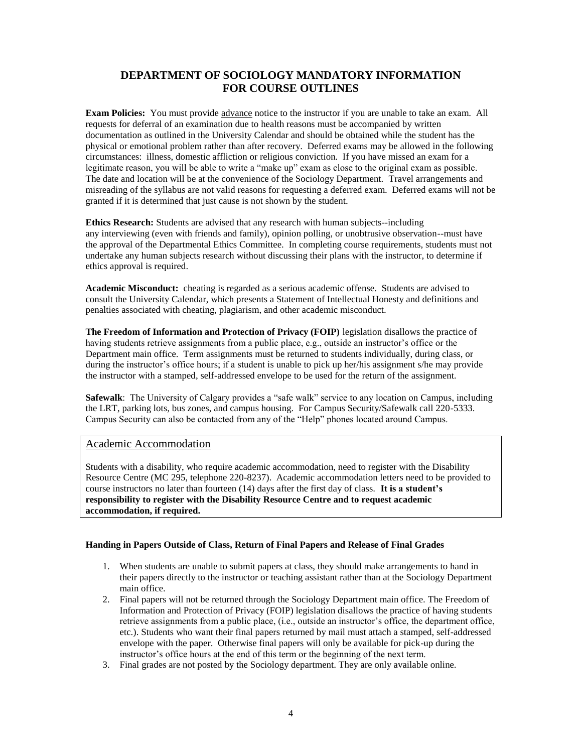# DEPARTMENT OF SOCIOLOGY MANDATORY INFORMATION FOR COURSE OUTLINES

**Exam Policies:** You must provide advance notice to the instructor if you are unable to take an exam. All requests for deferral of an examination due to health reasons must be accompanied by written documentation as outlined in the University Calendar and should be obtained while the student has the physical or emotional problem rather than after recovery. Deferred exams may be allowed in the following circumstances: illness, domestic affliction or religious conviction. If you have missed an exam for a legitimate reason, you will be able to write a "make up" exam as close to the original exam as possible. The date and location will be at the convenience of the Sociology Department. Travel arrangements and misreading of the syllabus are not valid reasons for requesting a deferred exam. Deferred exams will not be granted if it is determined that just cause is not shown by the student.

**Ethics Research:** Students are advised that any research with human subjects--including any interviewing (even with friends and family), opinion polling, or unobtrusive observation--must have the approval of the Departmental Ethics Committee. In completing course requirements, students must not undertake any human subjects research without discussing their plans with the instructor, to determine if ethics approval is required.

**Academic Misconduct:** cheating is regarded as a serious academic offense. Students are advised to consult the University Calendar, which presents a Statement of Intellectual Honesty and definitions and penalties associated with cheating, plagiarism, and other academic misconduct.

**The Freedom of Information and Protection of Privacy (FOIP)** legislation disallows the practice of having students retrieve assignments from a public place, e.g., outside an instructor's office or the Department main office. Term assignments must be returned to students individually, during class, or during the instructor's office hours; if a student is unable to pick up her/his assignment s/he may provide the instructor with a stamped, self-addressed envelope to be used for the return of the assignment.

**Safewalk**: The University of Calgary provides a "safe walk" service to any location on Campus, including the LRT, parking lots, bus zones, and campus housing. For Campus Security/Safewalk call 220-5333. Campus Security can also be contacted from any of the "Help" phones located around Campus.

## Academic Accommodation

Students with a disability, who require academic accommodation, need to register with the Disability Resource Centre (MC 295, telephone 220-8237). Academic accommodation letters need to be provided to course instructors no later than fourteen (14) days after the first day of class. **It is a student's responsibility to register with the Disability Resource Centre and to request academic accommodation, if required.**

**Handing in Papers Outside of Class, Return of Final Papers and Release of Final Grades**

1. When students are unable to submit papers at class, they should make arrangements to hand in their papers directly to the instructor or teaching assistant rather than at the Sociology Department main office.
2. Final papers will not be returned through the Sociology Department main office. The Freedom of Information and Protection of Privacy (FOIP) legislation disallows the practice of having students retrieve assignments from a public place, (i.e., outside an instructor's office, the department office, etc.). Students who want their final papers returned by mail must attach a stamped, self-addressed envelope with the paper. Otherwise final papers will only be available for pick-up during the instructor's office hours at the end of this term or the beginning of the next term.
3. Final grades are not posted by the Sociology department. They are only available online.